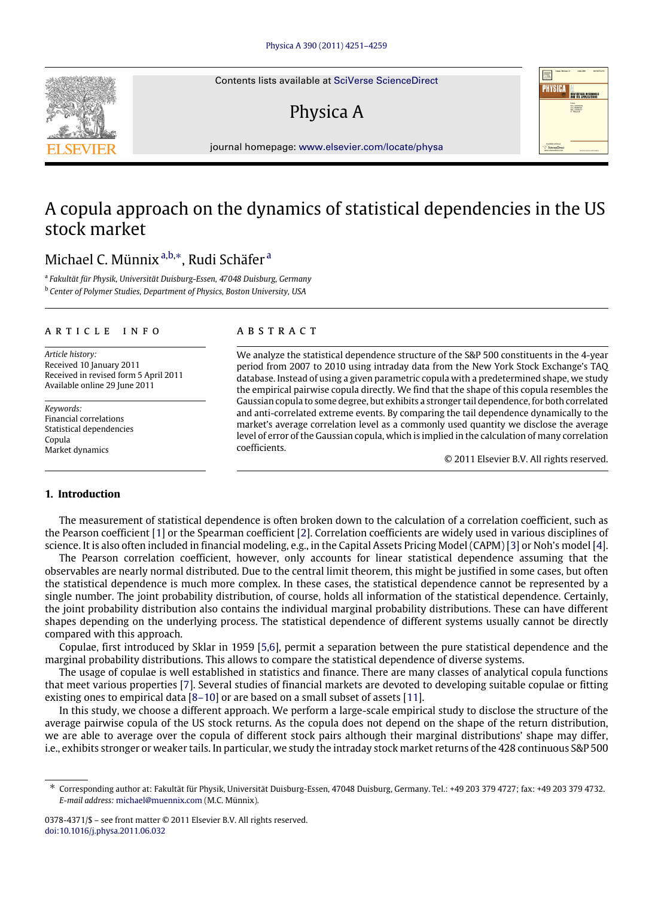# A copula approach on the dynamics of statistical dependencies in the US stock market

Michael C. Münnix [a,b,*], Rudi Schäfer [a]

[a] *Fakultät für Physik, Universität Duisburg-Essen, 47048 Duisburg, Germany*

[b] *Center of Polymer Studies, Department of Physics, Boston University, USA*

---

**ARTICLE INFO**

*Article history:*
Received 10 January 2011
Received in revised form 5 April 2011
Available online 29 June 2011

*Keywords:*
Financial correlations
Statistical dependencies
Copula
Market dynamics

**ABSTRACT**

We analyze the statistical dependence structure of the S&P 500 constituents in the 4-year period from 2007 to 2010 using intraday data from the New York Stock Exchange's TAQ database. Instead of using a given parametric copula with a predetermined shape, we study the empirical pairwise copula directly. We find that the shape of this copula resembles the Gaussian copula to some degree, but exhibits a stronger tail dependence, for both correlated and anti-correlated extreme events. By comparing the tail dependence dynamically to the market's average correlation level as a commonly used quantity we disclose the average level of error of the Gaussian copula, which is implied in the calculation of many correlation coefficients.

© 2011 Elsevier B.V. All rights reserved.

---

## 1. Introduction

The measurement of statistical dependence is often broken down to the calculation of a correlation coefficient, such as the Pearson coefficient [1] or the Spearman coefficient [2]. Correlation coefficients are widely used in various disciplines of science. It is also often included in financial modeling, e.g., in the Capital Assets Pricing Model (CAPM) [3] or Noh's model [4].

The Pearson correlation coefficient, however, only accounts for linear statistical dependence assuming that the observables are nearly normal distributed. Due to the central limit theorem, this might be justified in some cases, but often the statistical dependence is much more complex. In these cases, the statistical dependence cannot be represented by a single number. The joint probability distribution, of course, holds all information of the statistical dependence. Certainly, the joint probability distribution also contains the individual marginal probability distributions. These can have different shapes depending on the underlying process. The statistical dependence of different systems usually cannot be directly compared with this approach.

Copulae, first introduced by Sklar in 1959 [5,6], permit a separation between the pure statistical dependence and the marginal probability distributions. This allows to compare the statistical dependence of diverse systems.

The usage of copulae is well established in statistics and finance. There are many classes of analytical copula functions that meet various properties [7]. Several studies of financial markets are devoted to developing suitable copulae or fitting existing ones to empirical data [8–10] or are based on a small subset of assets [11].

In this study, we choose a different approach. We perform a large-scale empirical study to disclose the structure of the average pairwise copula of the US stock returns. As the copula does not depend on the shape of the return distribution, we are able to average over the copula of different stock pairs although their marginal distributions' shape may differ, i.e., exhibits stronger or weaker tails. In particular, we study the intraday stock market returns of the 428 continuous S&P 500

---

\* Corresponding author at: Fakultät für Physik, Universität Duisburg-Essen, 47048 Duisburg, Germany. Tel.: +49 203 379 4727; fax: +49 203 379 4732.
*E-mail address:* michael@muennix.com (M.C. Münnix).

0378-4371/$ – see front matter © 2011 Elsevier B.V. All rights reserved.
doi:10.1016/j.physa.2011.06.032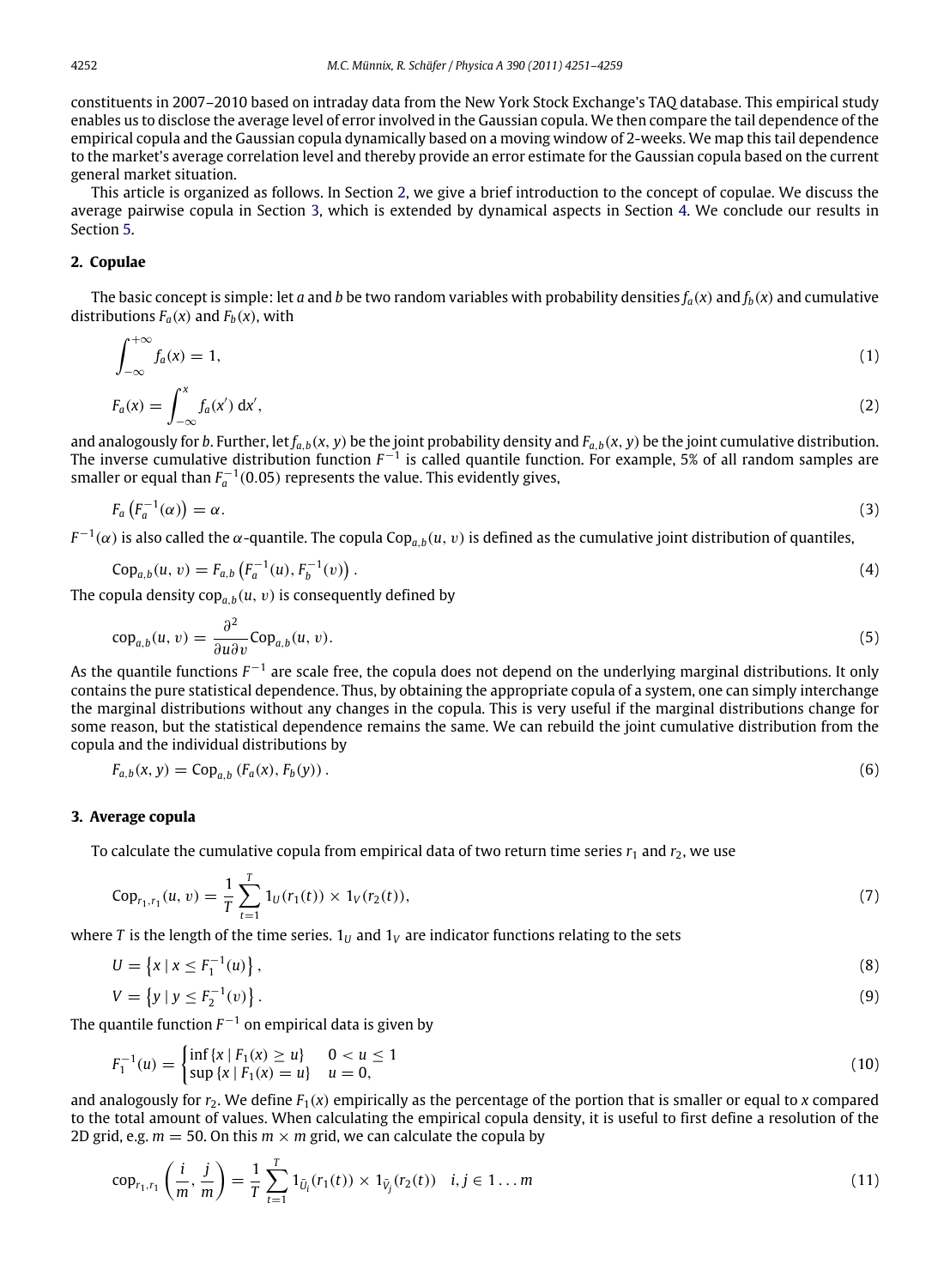constituents in 2007–2010 based on intraday data from the New York Stock Exchange's TAQ database. This empirical study enables us to disclose the average level of error involved in the Gaussian copula. We then compare the tail dependence of the empirical copula and the Gaussian copula dynamically based on a moving window of 2-weeks. We map this tail dependence to the market's average correlation level and thereby provide an error estimate for the Gaussian copula based on the current general market situation.

This article is organized as follows. In Section 2, we give a brief introduction to the concept of copulae. We discuss the average pairwise copula in Section 3, which is extended by dynamical aspects in Section 4. We conclude our results in Section 5.

## 2. Copulae

The basic concept is simple: let $a$ and $b$ be two random variables with probability densities $f_a(x)$ and $f_b(x)$ and cumulative distributions $F_a(x)$ and $F_b(x)$, with

$$\int_{-\infty}^{+\infty} f_a(x) = 1, \tag{1}$$

$$F_a(x) = \int_{-\infty}^{x} f_a(x')\,\mathrm{d}x', \tag{2}$$

and analogously for $b$. Further, let $f_{a,b}(x, y)$ be the joint probability density and $F_{a,b}(x, y)$ be the joint cumulative distribution. The inverse cumulative distribution function $F^{-1}$ is called quantile function. For example, 5% of all random samples are smaller or equal than $F_a^{-1}(0.05)$ represents the value. This evidently gives,

$$F_a\left(F_a^{-1}(\alpha)\right) = \alpha. \tag{3}$$

$F^{-1}(\alpha)$ is also called the $\alpha$-quantile. The copula $\mathrm{Cop}_{a,b}(u, v)$ is defined as the cumulative joint distribution of quantiles,

$$\mathrm{Cop}_{a,b}(u, v) = F_{a,b}\left(F_a^{-1}(u), F_b^{-1}(v)\right). \tag{4}$$

The copula density $\mathrm{cop}_{a,b}(u, v)$ is consequently defined by

$$\mathrm{cop}_{a,b}(u, v) = \frac{\partial^2}{\partial u \partial v}\mathrm{Cop}_{a,b}(u, v). \tag{5}$$

As the quantile functions $F^{-1}$ are scale free, the copula does not depend on the underlying marginal distributions. It only contains the pure statistical dependence. Thus, by obtaining the appropriate copula of a system, one can simply interchange the marginal distributions without any changes in the copula. This is very useful if the marginal distributions change for some reason, but the statistical dependence remains the same. We can rebuild the joint cumulative distribution from the copula and the individual distributions by

$$F_{a,b}(x, y) = \mathrm{Cop}_{a,b}\left(F_a(x), F_b(y)\right). \tag{6}$$

## 3. Average copula

To calculate the cumulative copula from empirical data of two return time series $r_1$ and $r_2$, we use

$$\mathrm{Cop}_{r_1,r_1}(u, v) = \frac{1}{T}\sum_{t=1}^{T} 1_U(r_1(t)) \times 1_V(r_2(t)), \tag{7}$$

where $T$ is the length of the time series. $1_U$ and $1_V$ are indicator functions relating to the sets

$$U = \left\{x \mid x \leq F_1^{-1}(u)\right\}, \tag{8}$$

$$V = \left\{y \mid y \leq F_2^{-1}(v)\right\}. \tag{9}$$

The quantile function $F^{-1}$ on empirical data is given by

$$F_1^{-1}(u) = \begin{cases} \inf\{x \mid F_1(x) \geq u\} & 0 < u \leq 1 \\ \sup\{x \mid F_1(x) = u\} & u = 0, \end{cases} \tag{10}$$

and analogously for $r_2$. We define $F_1(x)$ empirically as the percentage of the portion that is smaller or equal to $x$ compared to the total amount of values. When calculating the empirical copula density, it is useful to first define a resolution of the 2D grid, e.g. $m = 50$. On this $m \times m$ grid, we can calculate the copula by

$$\mathrm{cop}_{r_1,r_1}\left(\frac{i}{m}, \frac{j}{m}\right) = \frac{1}{T}\sum_{t=1}^{T} 1_{\tilde{U}_i}(r_1(t)) \times 1_{\tilde{V}_j}(r_2(t)) \quad i, j \in 1 \ldots m \tag{11}$$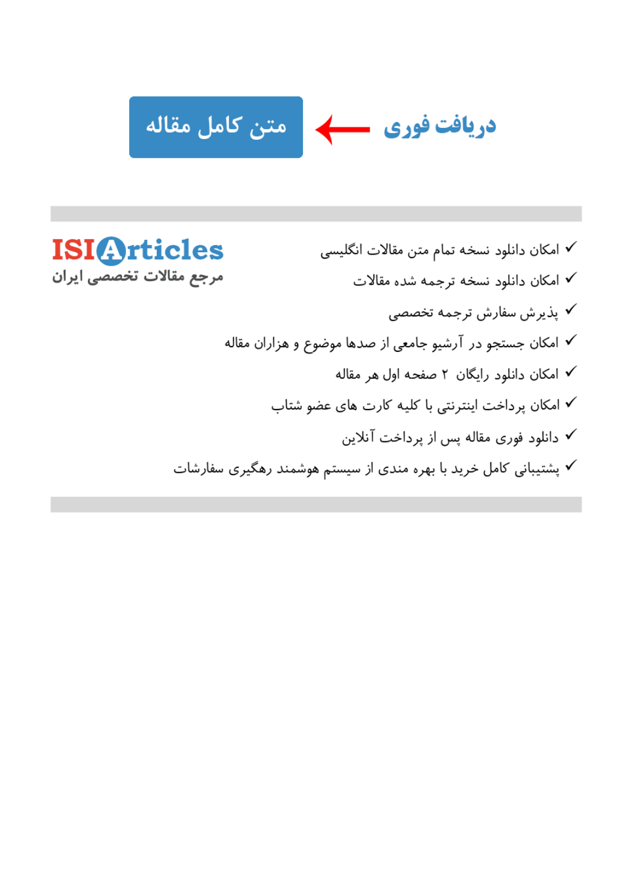دریافت فوری ← متن کامل مقاله

**ISIArticles**
مرجع مقالات تخصصی ایران

- ✓ امکان دانلود نسخه تمام متن مقالات انگلیسی
- ✓ امکان دانلود نسخه ترجمه شده مقالات
- ✓ پذیرش سفارش ترجمه تخصصی
- ✓ امکان جستجو در آرشیو جامعی از صدها موضوع و هزاران مقاله
- ✓ امکان دانلود رایگان ۲ صفحه اول هر مقاله
- ✓ امکان پرداخت اینترنتی با کلیه کارت های عضو شتاب
- ✓ دانلود فوری مقاله پس از پرداخت آنلاین
- ✓ پشتیبانی کامل خرید با بهره مندی از سیستم هوشمند رهگیری سفارشات